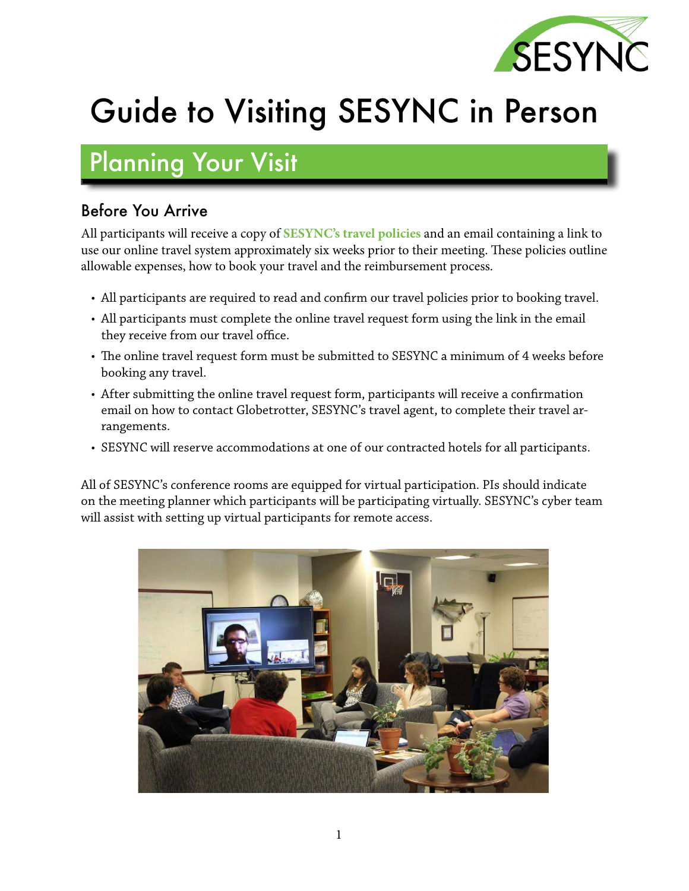# Guide to Visiting SESYNC in Person

## Planning Your Visit

### Before You Arrive

All participants will receive a copy of **SESYNC's travel policies** and an email containing a link to use our online travel system approximately six weeks prior to their meeting. These policies outline allowable expenses, how to book your travel and the reimbursement process.

- All participants are required to read and confirm our travel policies prior to booking travel.
- All participants must complete the online travel request form using the link in the email they receive from our travel office.
- The online travel request form must be submitted to SESYNC a minimum of 4 weeks before booking any travel.
- After submitting the online travel request form, participants will receive a confirmation email on how to contact Globetrotter, SESYNC's travel agent, to complete their travel arrangements.
- SESYNC will reserve accommodations at one of our contracted hotels for all participants.

All of SESYNC's conference rooms are equipped for virtual participation. PIs should indicate on the meeting planner which participants will be participating virtually. SESYNC's cyber team will assist with setting up virtual participants for remote access.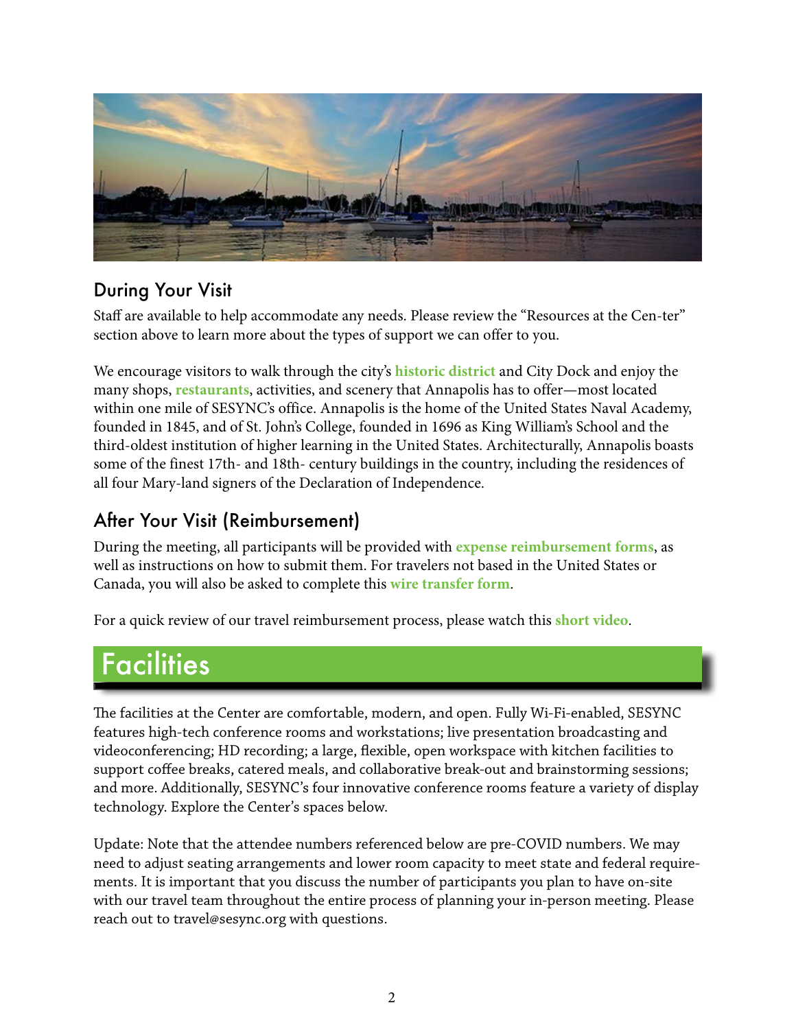## During Your Visit

Staff are available to help accommodate any needs. Please review the "Resources at the Cen-ter" section above to learn more about the types of support we can offer to you.

We encourage visitors to walk through the city's **historic district** and City Dock and enjoy the many shops, **restaurants**, activities, and scenery that Annapolis has to offer—most located within one mile of SESYNC's office. Annapolis is the home of the United States Naval Academy, founded in 1845, and of St. John's College, founded in 1696 as King William's School and the third-oldest institution of higher learning in the United States. Architecturally, Annapolis boasts some of the finest 17th- and 18th- century buildings in the country, including the residences of all four Mary-land signers of the Declaration of Independence.

## After Your Visit (Reimbursement)

During the meeting, all participants will be provided with **expense reimbursement forms**, as well as instructions on how to submit them. For travelers not based in the United States or Canada, you will also be asked to complete this **wire transfer form**.

For a quick review of our travel reimbursement process, please watch this **short video**.

# Facilities

The facilities at the Center are comfortable, modern, and open. Fully Wi-Fi-enabled, SESYNC features high-tech conference rooms and workstations; live presentation broadcasting and videoconferencing; HD recording; a large, flexible, open workspace with kitchen facilities to support coffee breaks, catered meals, and collaborative break-out and brainstorming sessions; and more. Additionally, SESYNC's four innovative conference rooms feature a variety of display technology. Explore the Center's spaces below.

Update: Note that the attendee numbers referenced below are pre-COVID numbers. We may need to adjust seating arrangements and lower room capacity to meet state and federal require-ments. It is important that you discuss the number of participants you plan to have on-site with our travel team throughout the entire process of planning your in-person meeting. Please reach out to travel@sesync.org with questions.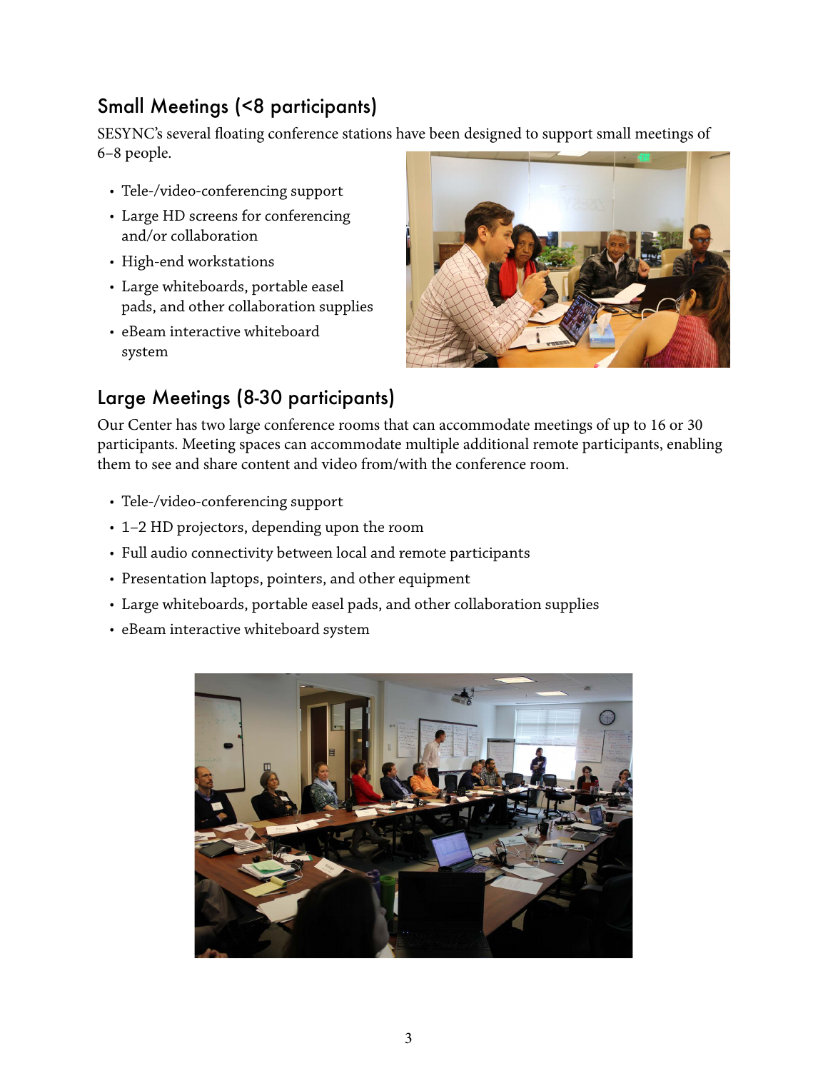## Small Meetings (<8 participants)

SESYNC's several floating conference stations have been designed to support small meetings of 6–8 people.

- Tele-/video-conferencing support
- Large HD screens for conferencing and/or collaboration
- High-end workstations
- Large whiteboards, portable easel pads, and other collaboration supplies
- eBeam interactive whiteboard system

## Large Meetings (8-30 participants)

Our Center has two large conference rooms that can accommodate meetings of up to 16 or 30 participants. Meeting spaces can accommodate multiple additional remote participants, enabling them to see and share content and video from/with the conference room.

- Tele-/video-conferencing support
- 1–2 HD projectors, depending upon the room
- Full audio connectivity between local and remote participants
- Presentation laptops, pointers, and other equipment
- Large whiteboards, portable easel pads, and other collaboration supplies
- eBeam interactive whiteboard system